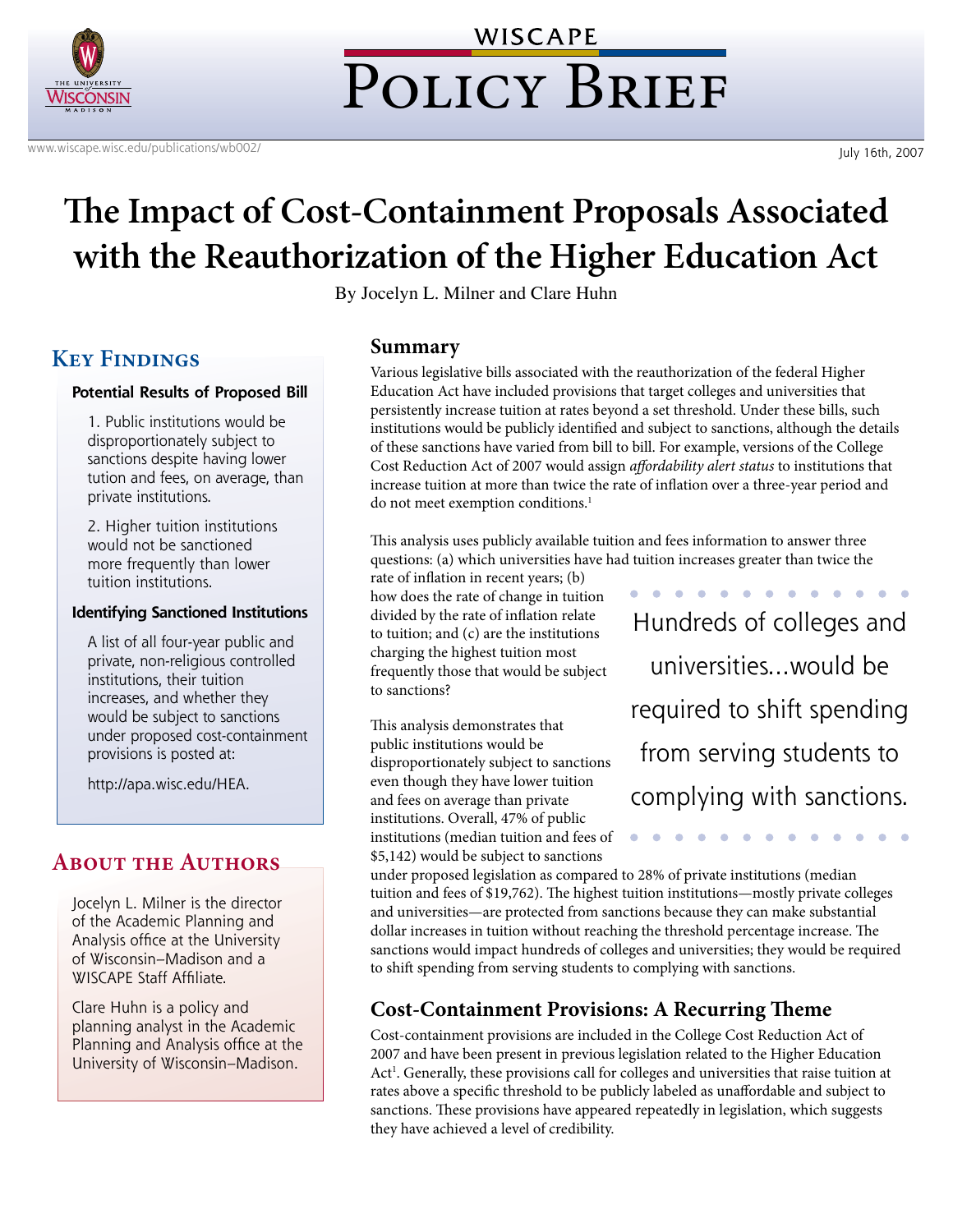WISCAPE

# Policy Brief

www.wiscape.wisc.edu/publications/wb002/

July 16th, 2007

# The Impact of Cost-Containment Proposals Associated with the Reauthorization of the Higher Education Act

By Jocelyn L. Milner and Clare Huhn

## Key Findings

**Potential Results of Proposed Bill**

1. Public institutions would be disproportionately subject to sanctions despite having lower tution and fees, on average, than private institutions.

2. Higher tuition institutions would not be sanctioned more frequently than lower tuition institutions.

**Identifying Sanctioned Institutions**

A list of all four-year public and private, non-religious controlled institutions, their tuition increases, and whether they would be subject to sanctions under proposed cost-containment provisions is posted at:

http://apa.wisc.edu/HEA.

## About the Authors

Jocelyn L. Milner is the director of the Academic Planning and Analysis office at the University of Wisconsin–Madison and a WISCAPE Staff Affiliate.

Clare Huhn is a policy and planning analyst in the Academic Planning and Analysis office at the University of Wisconsin–Madison.

## Summary

Various legislative bills associated with the reauthorization of the federal Higher Education Act have included provisions that target colleges and universities that persistently increase tuition at rates beyond a set threshold. Under these bills, such institutions would be publicly identified and subject to sanctions, although the details of these sanctions have varied from bill to bill. For example, versions of the College Cost Reduction Act of 2007 would assign *affordability alert status* to institutions that increase tuition at more than twice the rate of inflation over a three-year period and do not meet exemption conditions.[1]

This analysis uses publicly available tuition and fees information to answer three questions: (a) which universities have had tuition increases greater than twice the rate of inflation in recent years; (b) how does the rate of change in tuition divided by the rate of inflation relate to tuition; and (c) are the institutions charging the highest tuition most frequently those that would be subject to sanctions?

> Hundreds of colleges and universities...would be required to shift spending from serving students to complying with sanctions.

This analysis demonstrates that public institutions would be disproportionately subject to sanctions even though they have lower tuition and fees on average than private institutions. Overall, 47% of public institutions (median tuition and fees of $5,142) would be subject to sanctions under proposed legislation as compared to 28% of private institutions (median tuition and fees of $19,762). The highest tuition institutions—mostly private colleges and universities—are protected from sanctions because they can make substantial dollar increases in tuition without reaching the threshold percentage increase. The sanctions would impact hundreds of colleges and universities; they would be required to shift spending from serving students to complying with sanctions.

## Cost-Containment Provisions: A Recurring Theme

Cost-containment provisions are included in the College Cost Reduction Act of 2007 and have been present in previous legislation related to the Higher Education Act[1]. Generally, these provisions call for colleges and universities that raise tuition at rates above a specific threshold to be publicly labeled as unaffordable and subject to sanctions. These provisions have appeared repeatedly in legislation, which suggests they have achieved a level of credibility.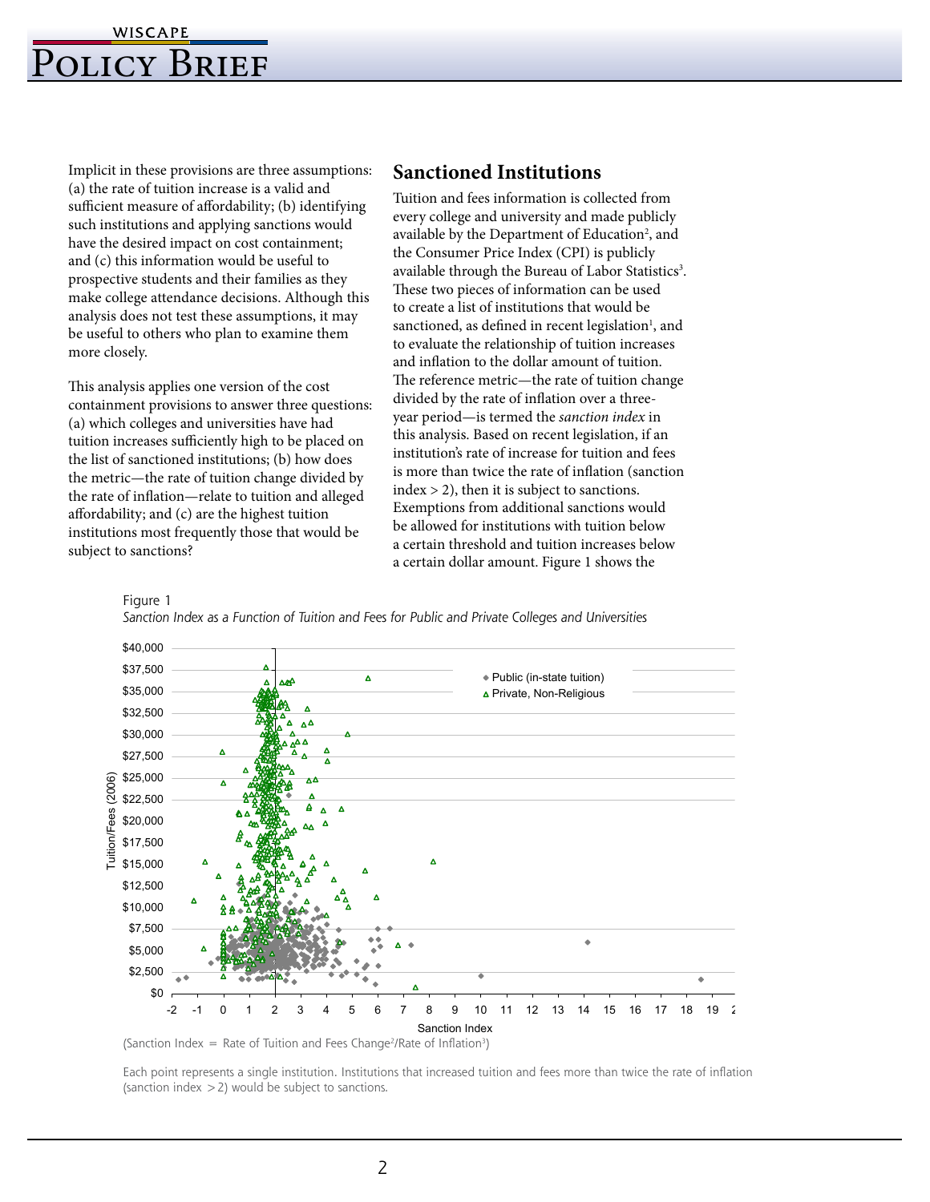Implicit in these provisions are three assumptions: (a) the rate of tuition increase is a valid and sufficient measure of affordability; (b) identifying such institutions and applying sanctions would have the desired impact on cost containment; and (c) this information would be useful to prospective students and their families as they make college attendance decisions. Although this analysis does not test these assumptions, it may be useful to others who plan to examine them more closely.

This analysis applies one version of the cost containment provisions to answer three questions: (a) which colleges and universities have had tuition increases sufficiently high to be placed on the list of sanctioned institutions; (b) how does the metric—the rate of tuition change divided by the rate of inflation—relate to tuition and alleged affordability; and (c) are the highest tuition institutions most frequently those that would be subject to sanctions?

## Sanctioned Institutions

Tuition and fees information is collected from every college and university and made publicly available by the Department of Education[2], and the Consumer Price Index (CPI) is publicly available through the Bureau of Labor Statistics[3]. These two pieces of information can be used to create a list of institutions that would be sanctioned, as defined in recent legislation[1], and to evaluate the relationship of tuition increases and inflation to the dollar amount of tuition. The reference metric—the rate of tuition change divided by the rate of inflation over a three-year period—is termed the *sanction index* in this analysis. Based on recent legislation, if an institution's rate of increase for tuition and fees is more than twice the rate of inflation (sanction index > 2), then it is subject to sanctions. Exemptions from additional sanctions would be allowed for institutions with tuition below a certain threshold and tuition increases below a certain dollar amount. Figure 1 shows the

Figure 1
*Sanction Index as a Function of Tuition and Fees for Public and Private Colleges and Universities*

(Sanction Index = Rate of Tuition and Fees Change[2]/Rate of Inflation[3])

Each point represents a single institution. Institutions that increased tuition and fees more than twice the rate of inflation (sanction index > 2) would be subject to sanctions.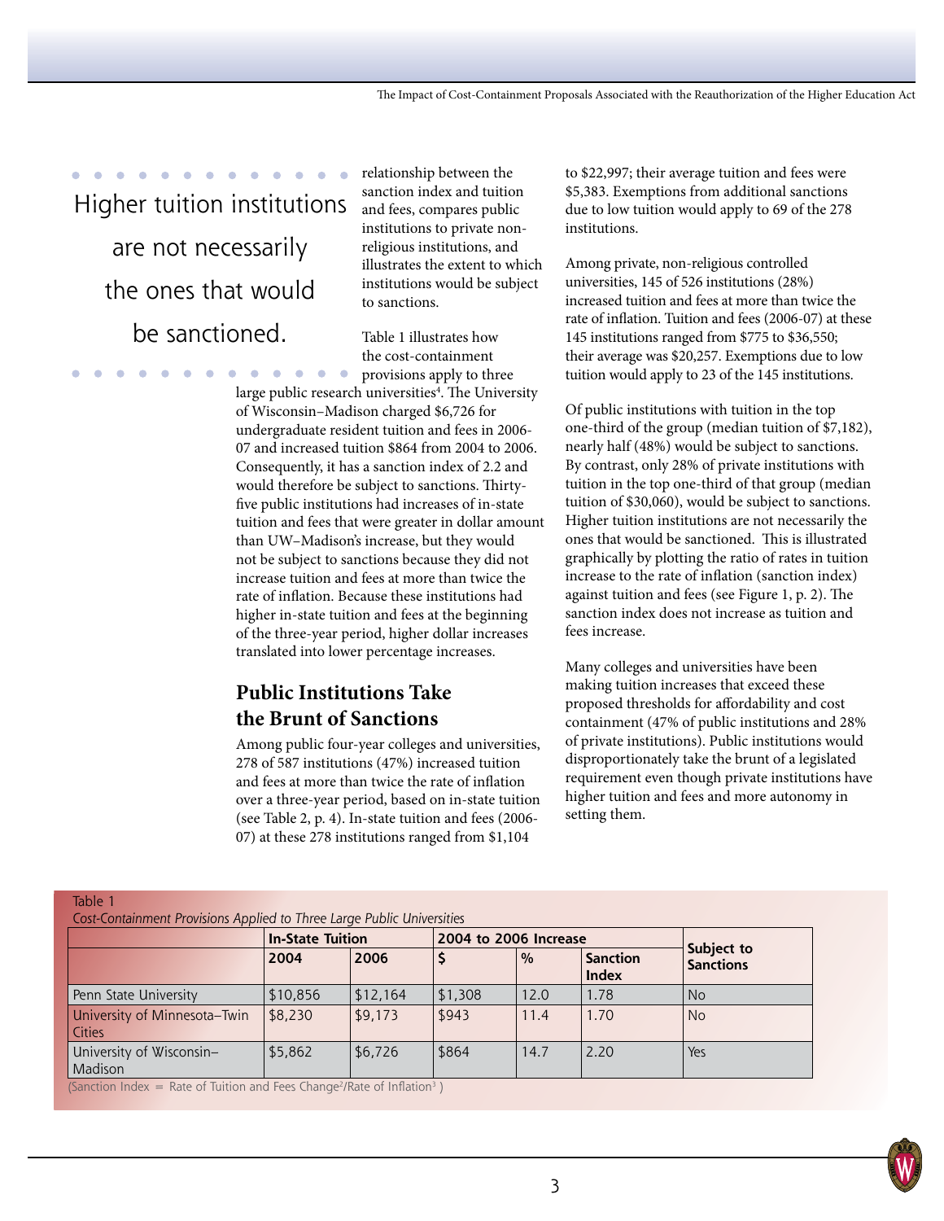Higher tuition institutions are not necessarily the ones that would be sanctioned.

relationship between the sanction index and tuition and fees, compares public institutions to private non-religious institutions, and illustrates the extent to which institutions would be subject to sanctions.

Table 1 illustrates how the cost-containment provisions apply to three large public research universities[4]. The University of Wisconsin–Madison charged $6,726 for undergraduate resident tuition and fees in 2006-07 and increased tuition $864 from 2004 to 2006. Consequently, it has a sanction index of 2.2 and would therefore be subject to sanctions. Thirty-five public institutions had increases of in-state tuition and fees that were greater in dollar amount than UW–Madison's increase, but they would not be subject to sanctions because they did not increase tuition and fees at more than twice the rate of inflation. Because these institutions had higher in-state tuition and fees at the beginning of the three-year period, higher dollar increases translated into lower percentage increases.

## Public Institutions Take the Brunt of Sanctions

Among public four-year colleges and universities, 278 of 587 institutions (47%) increased tuition and fees at more than twice the rate of inflation over a three-year period, based on in-state tuition (see Table 2, p. 4). In-state tuition and fees (2006-07) at these 278 institutions ranged from $1,104 to $22,997; their average tuition and fees were $5,383. Exemptions from additional sanctions due to low tuition would apply to 69 of the 278 institutions.

Among private, non-religious controlled universities, 145 of 526 institutions (28%) increased tuition and fees at more than twice the rate of inflation. Tuition and fees (2006-07) at these 145 institutions ranged from $775 to $36,550; their average was $20,257. Exemptions due to low tuition would apply to 23 of the 145 institutions.

Of public institutions with tuition in the top one-third of the group (median tuition of $7,182), nearly half (48%) would be subject to sanctions. By contrast, only 28% of private institutions with tuition in the top one-third of that group (median tuition of $30,060), would be subject to sanctions. Higher tuition institutions are not necessarily the ones that would be sanctioned. This is illustrated graphically by plotting the ratio of rates in tuition increase to the rate of inflation (sanction index) against tuition and fees (see Figure 1, p. 2). The sanction index does not increase as tuition and fees increase.

Many colleges and universities have been making tuition increases that exceed these proposed thresholds for affordability and cost containment (47% of public institutions and 28% of private institutions). Public institutions would disproportionately take the brunt of a legislated requirement even though private institutions have higher tuition and fees and more autonomy in setting them.

Table 1
*Cost-Containment Provisions Applied to Three Large Public Universities*

| | In-State Tuition | | 2004 to 2006 Increase | | | Subject to Sanctions |
|---|---|---|---|---|---|---|
| | 2004 | 2006 | $ | % | Sanction Index | |
| Penn State University | $10,856 | $12,164 | $1,308 | 12.0 | 1.78 | No |
| University of Minnesota–Twin Cities | $8,230 | $9,173 | $943 | 11.4 | 1.70 | No |
| University of Wisconsin–Madison | $5,862 | $6,726 | $864 | 14.7 | 2.20 | Yes |

(Sanction Index = Rate of Tuition and Fees Change[2]/Rate of Inflation[3] )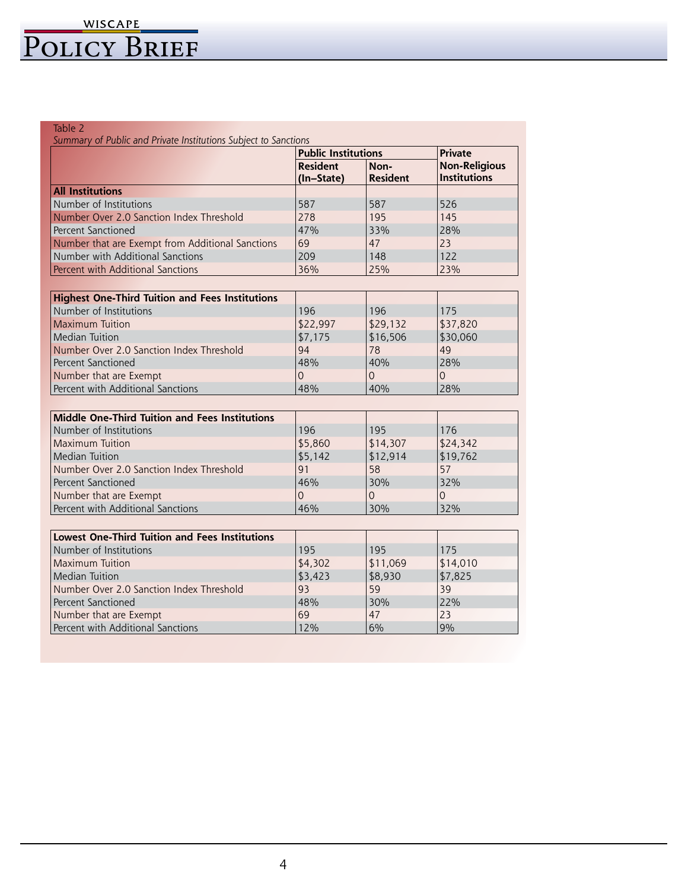Table 2

*Summary of Public and Private Institutions Subject to Sanctions*

| | Public Institutions | | Private |
|---|---|---|---|
| | Resident (In–State) | Non-Resident | Non-Religious Institutions |
| **All Institutions** | | | |
| Number of Institutions | 587 | 587 | 526 |
| Number Over 2.0 Sanction Index Threshold | 278 | 195 | 145 |
| Percent Sanctioned | 47% | 33% | 28% |
| Number that are Exempt from Additional Sanctions | 69 | 47 | 23 |
| Number with Additional Sanctions | 209 | 148 | 122 |
| Percent with Additional Sanctions | 36% | 25% | 23% |
| **Highest One-Third Tuition and Fees Institutions** | | | |
| Number of Institutions | 196 | 196 | 175 |
| Maximum Tuition | $22,997 | $29,132 | $37,820 |
| Median Tuition | $7,175 | $16,506 | $30,060 |
| Number Over 2.0 Sanction Index Threshold | 94 | 78 | 49 |
| Percent Sanctioned | 48% | 40% | 28% |
| Number that are Exempt | 0 | 0 | 0 |
| Percent with Additional Sanctions | 48% | 40% | 28% |
| **Middle One-Third Tuition and Fees Institutions** | | | |
| Number of Institutions | 196 | 195 | 176 |
| Maximum Tuition | $5,860 | $14,307 | $24,342 |
| Median Tuition | $5,142 | $12,914 | $19,762 |
| Number Over 2.0 Sanction Index Threshold | 91 | 58 | 57 |
| Percent Sanctioned | 46% | 30% | 32% |
| Number that are Exempt | 0 | 0 | 0 |
| Percent with Additional Sanctions | 46% | 30% | 32% |
| **Lowest One-Third Tuition and Fees Institutions** | | | |
| Number of Institutions | 195 | 195 | 175 |
| Maximum Tuition | $4,302 | $11,069 | $14,010 |
| Median Tuition | $3,423 | $8,930 | $7,825 |
| Number Over 2.0 Sanction Index Threshold | 93 | 59 | 39 |
| Percent Sanctioned | 48% | 30% | 22% |
| Number that are Exempt | 69 | 47 | 23 |
| Percent with Additional Sanctions | 12% | 6% | 9% |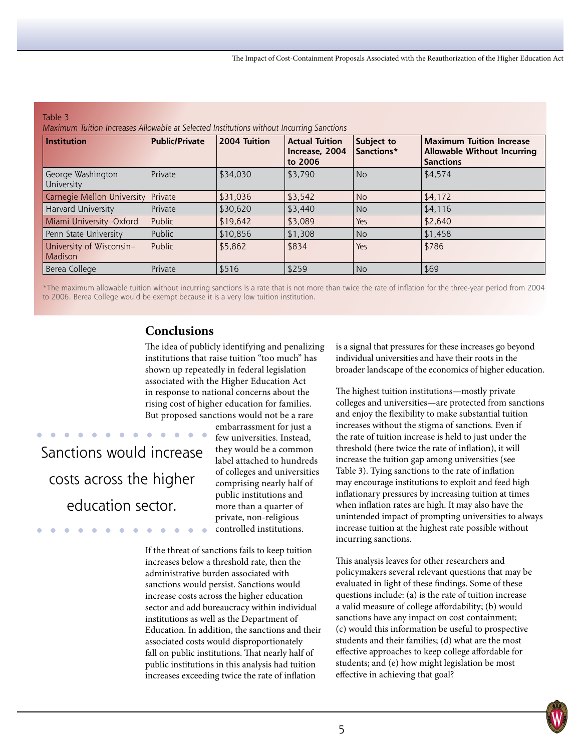Table 3

*Maximum Tuition Increases Allowable at Selected Institutions without Incurring Sanctions*

| Institution | Public/Private | 2004 Tuition | Actual Tuition Increase, 2004 to 2006 | Subject to Sanctions* | Maximum Tuition Increase Allowable Without Incurring Sanctions |
|---|---|---|---|---|---|
| George Washington University | Private | $34,030 | $3,790 | No | $4,574 |
| Carnegie Mellon University | Private | $31,036 | $3,542 | No | $4,172 |
| Harvard University | Private | $30,620 | $3,440 | No | $4,116 |
| Miami University–Oxford | Public | $19,642 | $3,089 | Yes | $2,640 |
| Penn State University | Public | $10,856 | $1,308 | No | $1,458 |
| University of Wisconsin–Madison | Public | $5,862 | $834 | Yes | $786 |
| Berea College | Private | $516 | $259 | No | $69 |

*The maximum allowable tuition without incurring sanctions is a rate that is not more than twice the rate of inflation for the three-year period from 2004 to 2006. Berea College would be exempt because it is a very low tuition institution.

## Conclusions

The idea of publicly identifying and penalizing institutions that raise tuition "too much" has shown up repeatedly in federal legislation associated with the Higher Education Act in response to national concerns about the rising cost of higher education for families. But proposed sanctions would not be a rare embarrassment for just a few universities. Instead, they would be a common label attached to hundreds of colleges and universities comprising nearly half of public institutions and more than a quarter of private, non-religious controlled institutions.

> Sanctions would increase costs across the higher education sector.

If the threat of sanctions fails to keep tuition increases below a threshold rate, then the administrative burden associated with sanctions would persist. Sanctions would increase costs across the higher education sector and add bureaucracy within individual institutions as well as the Department of Education. In addition, the sanctions and their associated costs would disproportionately fall on public institutions. That nearly half of public institutions in this analysis had tuition increases exceeding twice the rate of inflation is a signal that pressures for these increases go beyond individual universities and have their roots in the broader landscape of the economics of higher education.

The highest tuition institutions—mostly private colleges and universities—are protected from sanctions and enjoy the flexibility to make substantial tuition increases without the stigma of sanctions. Even if the rate of tuition increase is held to just under the threshold (here twice the rate of inflation), it will increase the tuition gap among universities (see Table 3). Tying sanctions to the rate of inflation may encourage institutions to exploit and feed high inflationary pressures by increasing tuition at times when inflation rates are high. It may also have the unintended impact of prompting universities to always increase tuition at the highest rate possible without incurring sanctions.

This analysis leaves for other researchers and policymakers several relevant questions that may be evaluated in light of these findings. Some of these questions include: (a) is the rate of tuition increase a valid measure of college affordability; (b) would sanctions have any impact on cost containment; (c) would this information be useful to prospective students and their families; (d) what are the most effective approaches to keep college affordable for students; and (e) how might legislation be most effective in achieving that goal?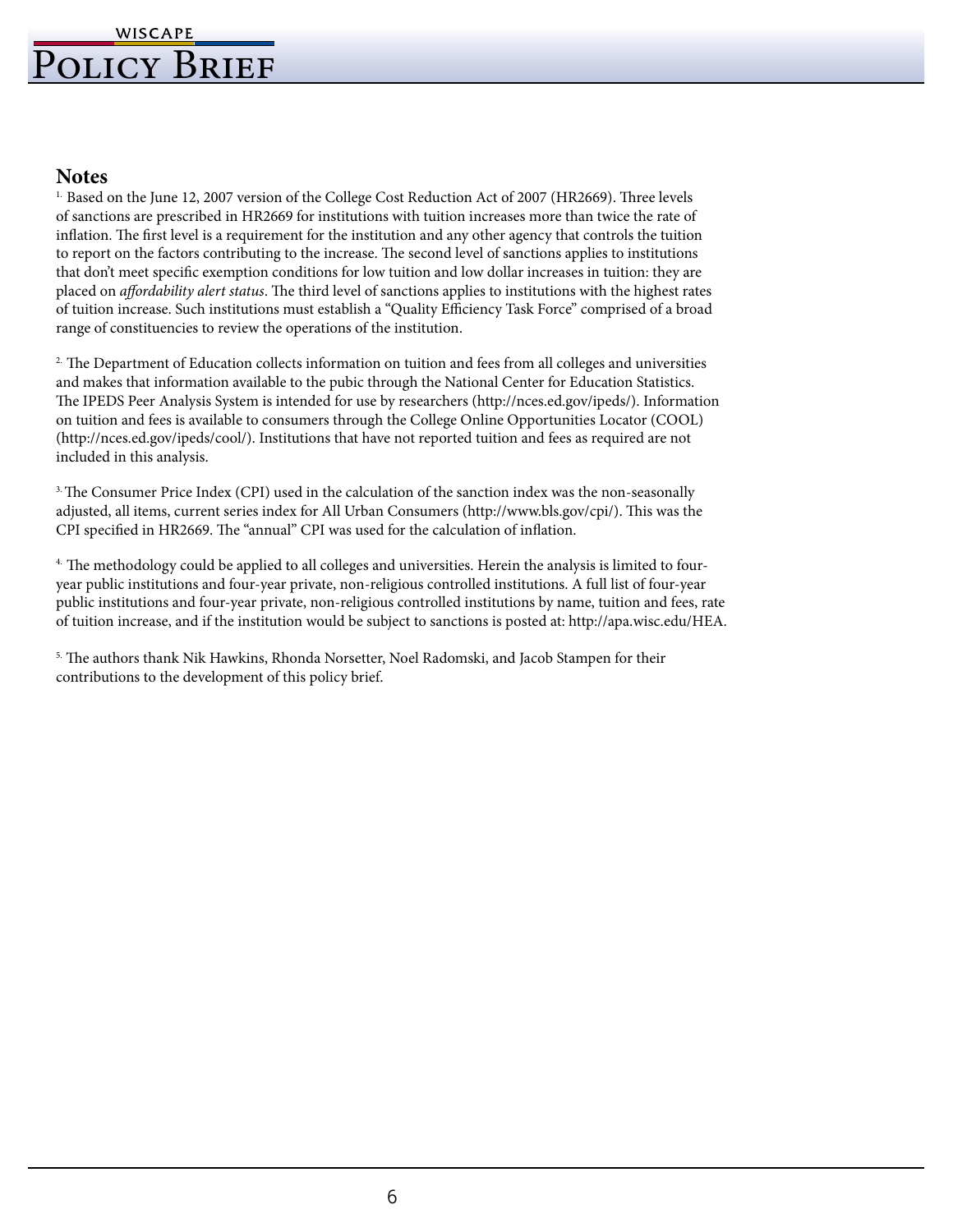## Notes

[1] Based on the June 12, 2007 version of the College Cost Reduction Act of 2007 (HR2669). Three levels of sanctions are prescribed in HR2669 for institutions with tuition increases more than twice the rate of inflation. The first level is a requirement for the institution and any other agency that controls the tuition to report on the factors contributing to the increase. The second level of sanctions applies to institutions that don't meet specific exemption conditions for low tuition and low dollar increases in tuition: they are placed on *affordability alert status*. The third level of sanctions applies to institutions with the highest rates of tuition increase. Such institutions must establish a "Quality Efficiency Task Force" comprised of a broad range of constituencies to review the operations of the institution.

[2] The Department of Education collects information on tuition and fees from all colleges and universities and makes that information available to the pubic through the National Center for Education Statistics. The IPEDS Peer Analysis System is intended for use by researchers (http://nces.ed.gov/ipeds/). Information on tuition and fees is available to consumers through the College Online Opportunities Locator (COOL) (http://nces.ed.gov/ipeds/cool/). Institutions that have not reported tuition and fees as required are not included in this analysis.

[3] The Consumer Price Index (CPI) used in the calculation of the sanction index was the non-seasonally adjusted, all items, current series index for All Urban Consumers (http://www.bls.gov/cpi/). This was the CPI specified in HR2669. The "annual" CPI was used for the calculation of inflation.

[4] The methodology could be applied to all colleges and universities. Herein the analysis is limited to four-year public institutions and four-year private, non-religious controlled institutions. A full list of four-year public institutions and four-year private, non-religious controlled institutions by name, tuition and fees, rate of tuition increase, and if the institution would be subject to sanctions is posted at: http://apa.wisc.edu/HEA.

[5] The authors thank Nik Hawkins, Rhonda Norsetter, Noel Radomski, and Jacob Stampen for their contributions to the development of this policy brief.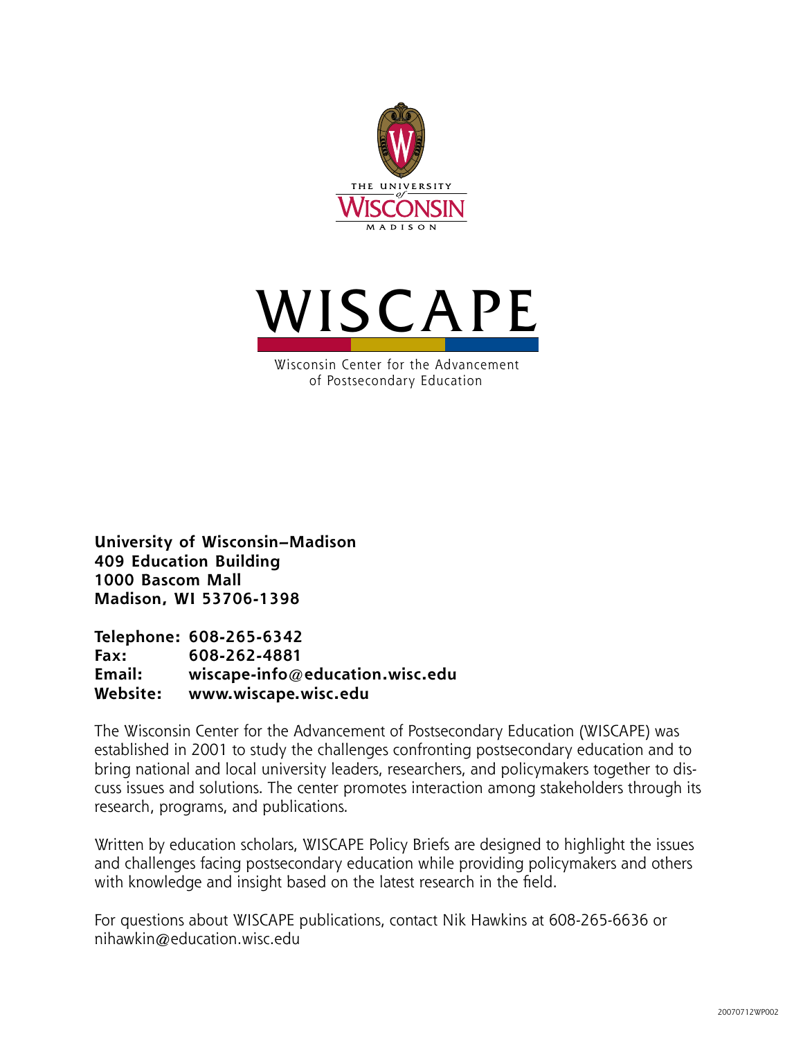THE UNIVERSITY *of* WISCONSIN MADISON

# WISCAPE

Wisconsin Center for the Advancement of Postsecondary Education

**University of Wisconsin–Madison**
**409 Education Building**
**1000 Bascom Mall**
**Madison, WI 53706-1398**

**Telephone: 608-265-6342**
**Fax: 608-262-4881**
**Email: wiscape-info@education.wisc.edu**
**Website: www.wiscape.wisc.edu**

The Wisconsin Center for the Advancement of Postsecondary Education (WISCAPE) was established in 2001 to study the challenges confronting postsecondary education and to bring national and local university leaders, researchers, and policymakers together to discuss issues and solutions. The center promotes interaction among stakeholders through its research, programs, and publications.

Written by education scholars, WISCAPE Policy Briefs are designed to highlight the issues and challenges facing postsecondary education while providing policymakers and others with knowledge and insight based on the latest research in the field.

For questions about WISCAPE publications, contact Nik Hawkins at 608-265-6636 or nihawkin@education.wisc.edu

20070712WP002